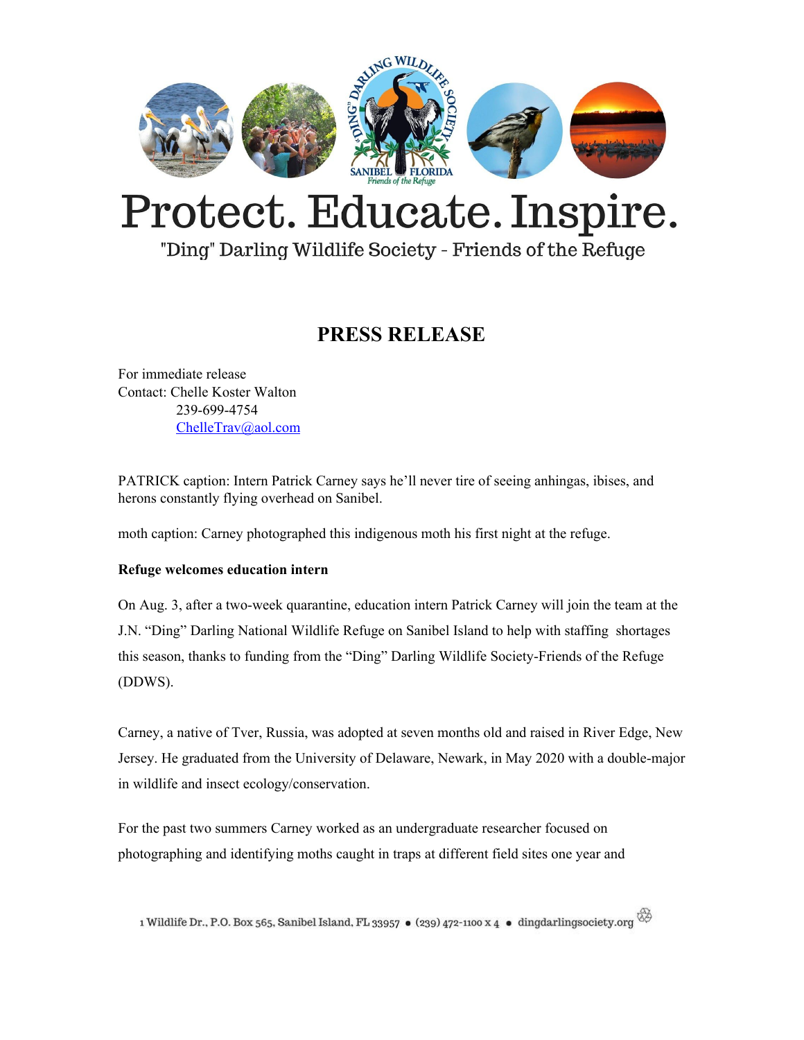# Protect. Educate. Inspire.

"Ding" Darling Wildlife Society - Friends of the Refuge

## PRESS RELEASE

For immediate release
Contact: Chelle Koster Walton
239-699-4754
ChelleTrav@aol.com

PATRICK caption: Intern Patrick Carney says he'll never tire of seeing anhingas, ibises, and herons constantly flying overhead on Sanibel.

moth caption: Carney photographed this indigenous moth his first night at the refuge.

**Refuge welcomes education intern**

On Aug. 3, after a two-week quarantine, education intern Patrick Carney will join the team at the J.N. "Ding" Darling National Wildlife Refuge on Sanibel Island to help with staffing shortages this season, thanks to funding from the "Ding" Darling Wildlife Society-Friends of the Refuge (DDWS).

Carney, a native of Tver, Russia, was adopted at seven months old and raised in River Edge, New Jersey. He graduated from the University of Delaware, Newark, in May 2020 with a double-major in wildlife and insect ecology/conservation.

For the past two summers Carney worked as an undergraduate researcher focused on photographing and identifying moths caught in traps at different field sites one year and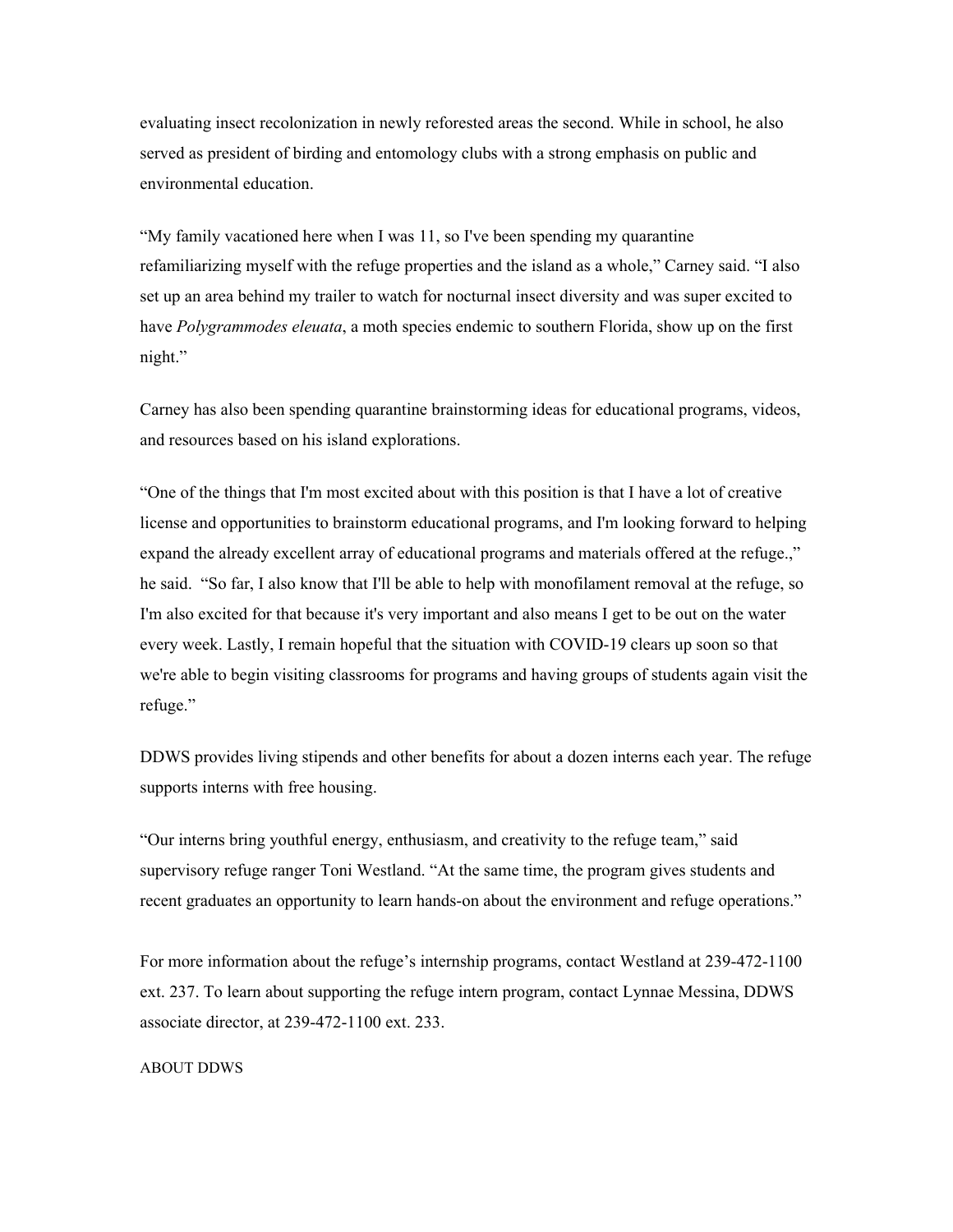evaluating insect recolonization in newly reforested areas the second. While in school, he also served as president of birding and entomology clubs with a strong emphasis on public and environmental education.

"My family vacationed here when I was 11, so I've been spending my quarantine refamiliarizing myself with the refuge properties and the island as a whole," Carney said. "I also set up an area behind my trailer to watch for nocturnal insect diversity and was super excited to have *Polygrammodes eleuata*, a moth species endemic to southern Florida, show up on the first night."

Carney has also been spending quarantine brainstorming ideas for educational programs, videos, and resources based on his island explorations.

"One of the things that I'm most excited about with this position is that I have a lot of creative license and opportunities to brainstorm educational programs, and I'm looking forward to helping expand the already excellent array of educational programs and materials offered at the refuge.," he said. "So far, I also know that I'll be able to help with monofilament removal at the refuge, so I'm also excited for that because it's very important and also means I get to be out on the water every week. Lastly, I remain hopeful that the situation with COVID-19 clears up soon so that we're able to begin visiting classrooms for programs and having groups of students again visit the refuge."

DDWS provides living stipends and other benefits for about a dozen interns each year. The refuge supports interns with free housing.

"Our interns bring youthful energy, enthusiasm, and creativity to the refuge team," said supervisory refuge ranger Toni Westland. "At the same time, the program gives students and recent graduates an opportunity to learn hands-on about the environment and refuge operations."

For more information about the refuge's internship programs, contact Westland at 239-472-1100 ext. 237. To learn about supporting the refuge intern program, contact Lynnae Messina, DDWS associate director, at 239-472-1100 ext. 233.

ABOUT DDWS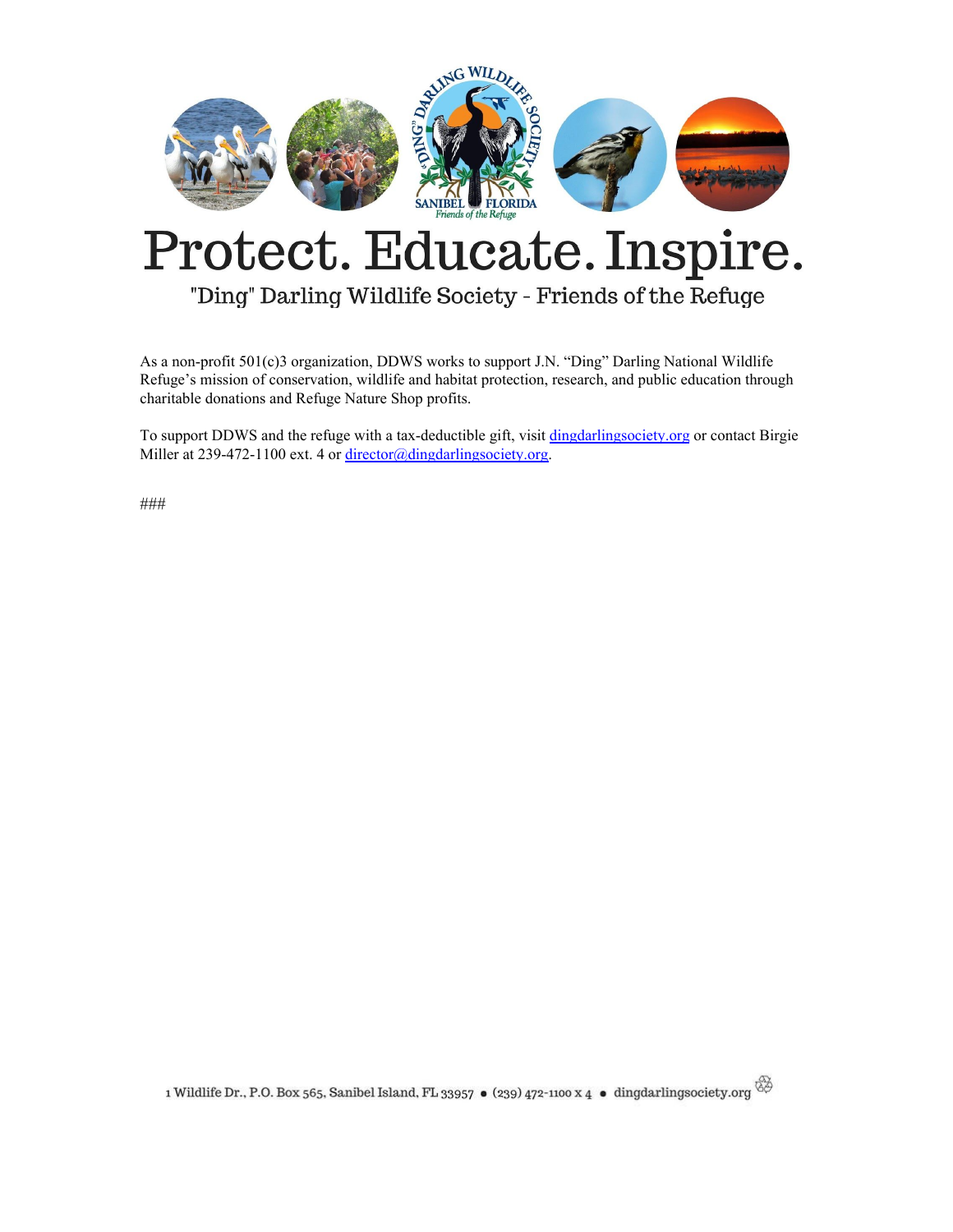# Protect. Educate. Inspire.

## "Ding" Darling Wildlife Society - Friends of the Refuge

As a non-profit 501(c)3 organization, DDWS works to support J.N. “Ding” Darling National Wildlife Refuge’s mission of conservation, wildlife and habitat protection, research, and public education through charitable donations and Refuge Nature Shop profits.

To support DDWS and the refuge with a tax-deductible gift, visit dingdarlingsociety.org or contact Birgie Miller at 239-472-1100 ext. 4 or director@dingdarlingsociety.org.

###

1 Wildlife Dr., P.O. Box 565, Sanibel Island, FL 33957 • (239) 472-1100 x 4 • dingdarlingsociety.org